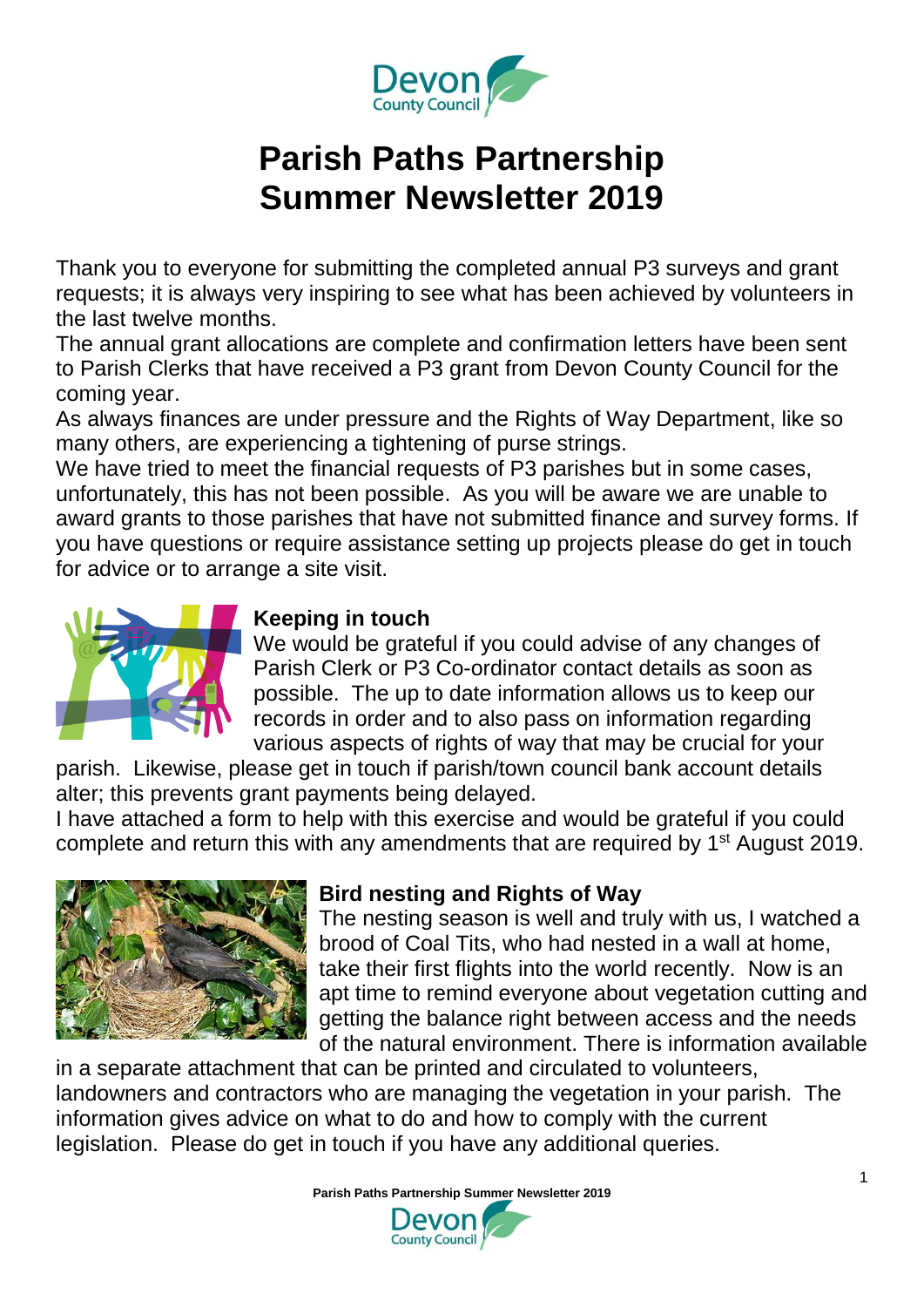# Parish Paths Partnership Summer Newsletter 2019

Thank you to everyone for submitting the completed annual P3 surveys and grant requests; it is always very inspiring to see what has been achieved by volunteers in the last twelve months.

The annual grant allocations are complete and confirmation letters have been sent to Parish Clerks that have received a P3 grant from Devon County Council for the coming year.

As always finances are under pressure and the Rights of Way Department, like so many others, are experiencing a tightening of purse strings.

We have tried to meet the financial requests of P3 parishes but in some cases, unfortunately, this has not been possible. As you will be aware we are unable to award grants to those parishes that have not submitted finance and survey forms. If you have questions or require assistance setting up projects please do get in touch for advice or to arrange a site visit.

## Keeping in touch

We would be grateful if you could advise of any changes of Parish Clerk or P3 Co-ordinator contact details as soon as possible. The up to date information allows us to keep our records in order and to also pass on information regarding various aspects of rights of way that may be crucial for your parish. Likewise, please get in touch if parish/town council bank account details alter; this prevents grant payments being delayed.

I have attached a form to help with this exercise and would be grateful if you could complete and return this with any amendments that are required by 1st August 2019.

## Bird nesting and Rights of Way

The nesting season is well and truly with us, I watched a brood of Coal Tits, who had nested in a wall at home, take their first flights into the world recently. Now is an apt time to remind everyone about vegetation cutting and getting the balance right between access and the needs of the natural environment. There is information available in a separate attachment that can be printed and circulated to volunteers, landowners and contractors who are managing the vegetation in your parish. The information gives advice on what to do and how to comply with the current legislation. Please do get in touch if you have any additional queries.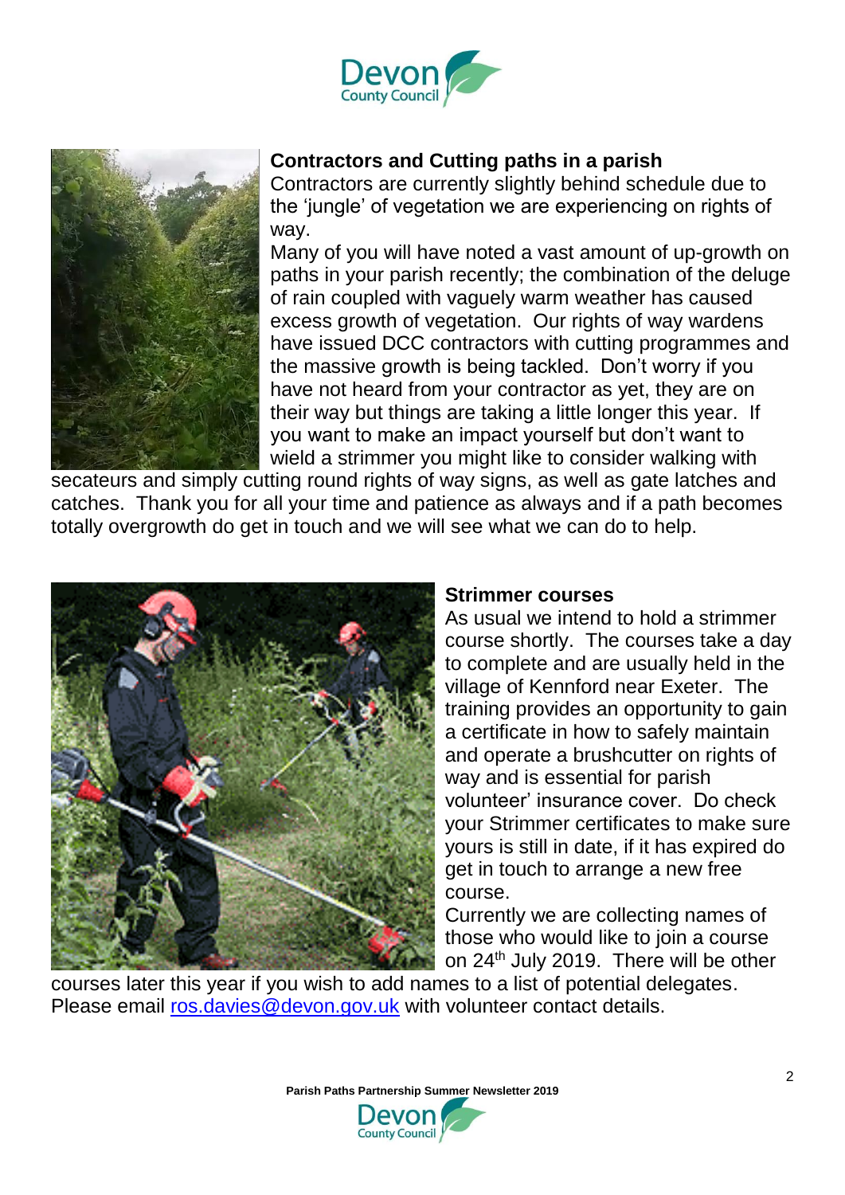## Contractors and Cutting paths in a parish

Contractors are currently slightly behind schedule due to the 'jungle' of vegetation we are experiencing on rights of way.

Many of you will have noted a vast amount of up-growth on paths in your parish recently; the combination of the deluge of rain coupled with vaguely warm weather has caused excess growth of vegetation. Our rights of way wardens have issued DCC contractors with cutting programmes and the massive growth is being tackled. Don't worry if you have not heard from your contractor as yet, they are on their way but things are taking a little longer this year. If you want to make an impact yourself but don't want to wield a strimmer you might like to consider walking with secateurs and simply cutting round rights of way signs, as well as gate latches and catches. Thank you for all your time and patience as always and if a path becomes totally overgrowth do get in touch and we will see what we can do to help.

## Strimmer courses

As usual we intend to hold a strimmer course shortly. The courses take a day to complete and are usually held in the village of Kennford near Exeter. The training provides an opportunity to gain a certificate in how to safely maintain and operate a brushcutter on rights of way and is essential for parish volunteer' insurance cover. Do check your Strimmer certificates to make sure yours is still in date, if it has expired do get in touch to arrange a new free course.

Currently we are collecting names of those who would like to join a course on 24th July 2019. There will be other courses later this year if you wish to add names to a list of potential delegates. Please email ros.davies@devon.gov.uk with volunteer contact details.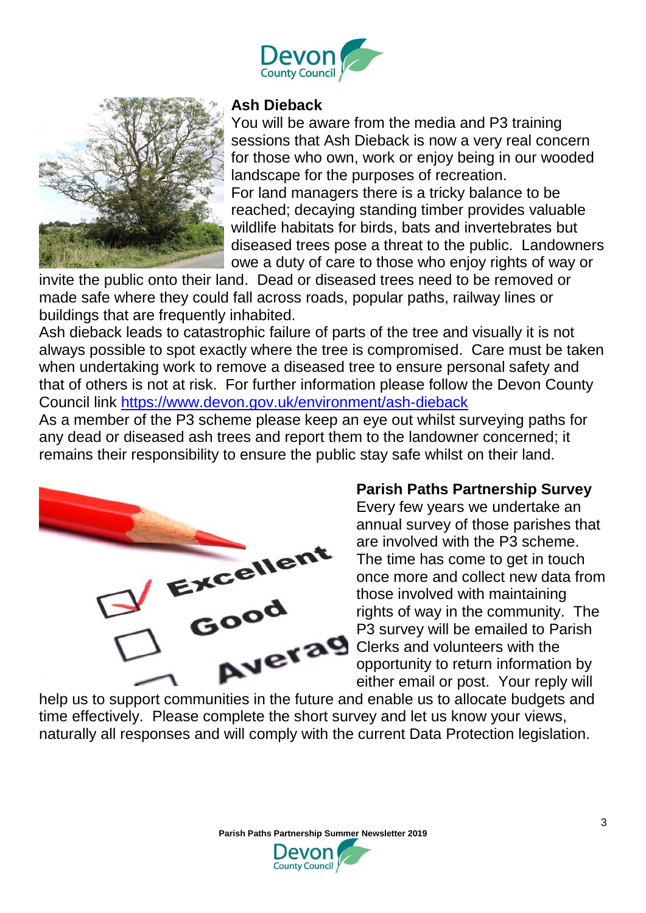## Ash Dieback

You will be aware from the media and P3 training sessions that Ash Dieback is now a very real concern for those who own, work or enjoy being in our wooded landscape for the purposes of recreation.

For land managers there is a tricky balance to be reached; decaying standing timber provides valuable wildlife habitats for birds, bats and invertebrates but diseased trees pose a threat to the public. Landowners owe a duty of care to those who enjoy rights of way or invite the public onto their land. Dead or diseased trees need to be removed or made safe where they could fall across roads, popular paths, railway lines or buildings that are frequently inhabited.

Ash dieback leads to catastrophic failure of parts of the tree and visually it is not always possible to spot exactly where the tree is compromised. Care must be taken when undertaking work to remove a diseased tree to ensure personal safety and that of others is not at risk. For further information please follow the Devon County Council link https://www.devon.gov.uk/environment/ash-dieback

As a member of the P3 scheme please keep an eye out whilst surveying paths for any dead or diseased ash trees and report them to the landowner concerned; it remains their responsibility to ensure the public stay safe whilst on their land.

## Parish Paths Partnership Survey

Every few years we undertake an annual survey of those parishes that are involved with the P3 scheme. The time has come to get in touch once more and collect new data from those involved with maintaining rights of way in the community. The P3 survey will be emailed to Parish Clerks and volunteers with the opportunity to return information by either email or post. Your reply will help us to support communities in the future and enable us to allocate budgets and time effectively. Please complete the short survey and let us know your views, naturally all responses and will comply with the current Data Protection legislation.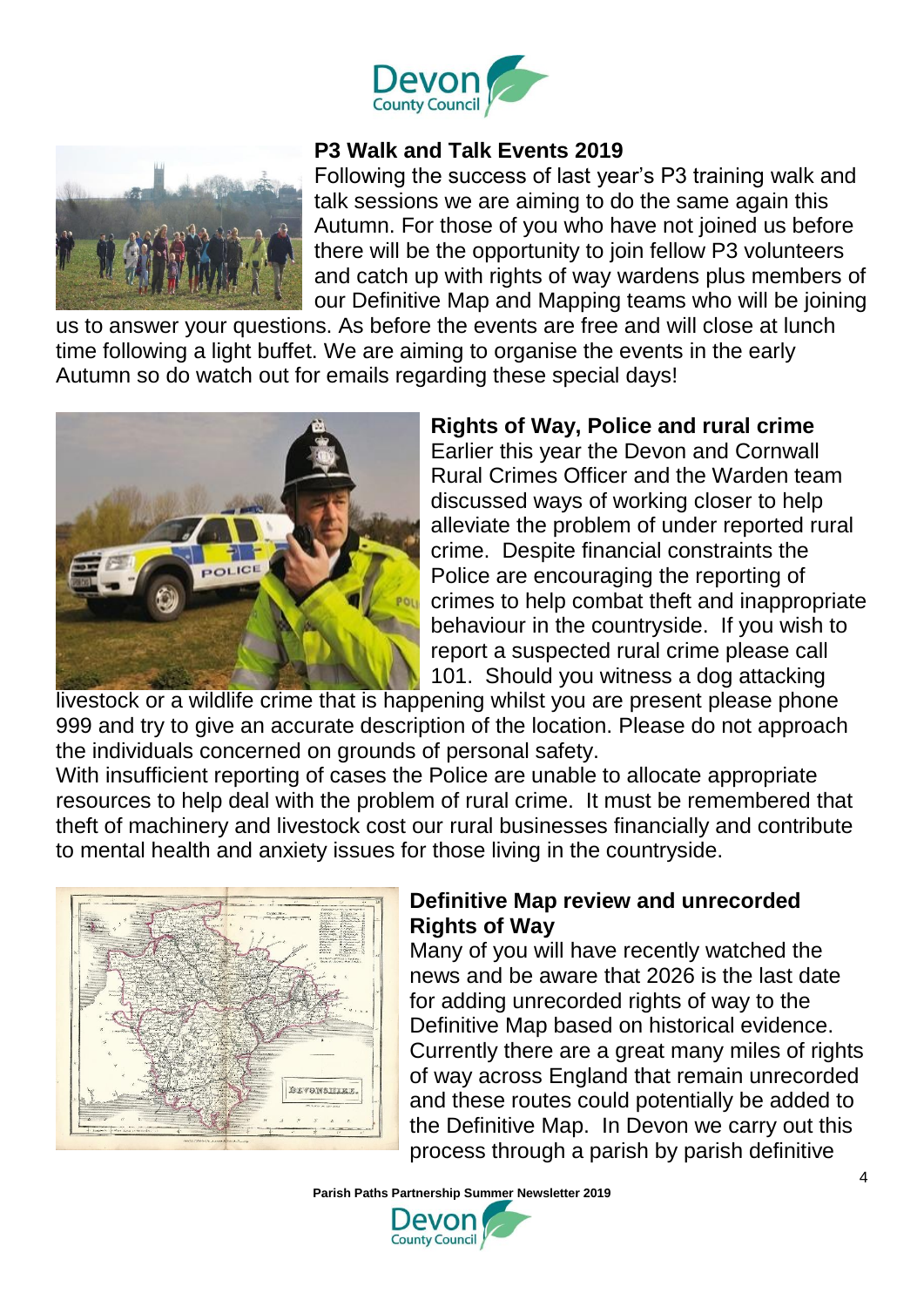### P3 Walk and Talk Events 2019

Following the success of last year's P3 training walk and talk sessions we are aiming to do the same again this Autumn. For those of you who have not joined us before there will be the opportunity to join fellow P3 volunteers and catch up with rights of way wardens plus members of our Definitive Map and Mapping teams who will be joining us to answer your questions. As before the events are free and will close at lunch time following a light buffet. We are aiming to organise the events in the early Autumn so do watch out for emails regarding these special days!

### Rights of Way, Police and rural crime

Earlier this year the Devon and Cornwall Rural Crimes Officer and the Warden team discussed ways of working closer to help alleviate the problem of under reported rural crime. Despite financial constraints the Police are encouraging the reporting of crimes to help combat theft and inappropriate behaviour in the countryside. If you wish to report a suspected rural crime please call 101. Should you witness a dog attacking livestock or a wildlife crime that is happening whilst you are present please phone 999 and try to give an accurate description of the location. Please do not approach the individuals concerned on grounds of personal safety.

With insufficient reporting of cases the Police are unable to allocate appropriate resources to help deal with the problem of rural crime. It must be remembered that theft of machinery and livestock cost our rural businesses financially and contribute to mental health and anxiety issues for those living in the countryside.

### Definitive Map review and unrecorded Rights of Way

Many of you will have recently watched the news and be aware that 2026 is the last date for adding unrecorded rights of way to the Definitive Map based on historical evidence. Currently there are a great many miles of rights of way across England that remain unrecorded and these routes could potentially be added to the Definitive Map. In Devon we carry out this process through a parish by parish definitive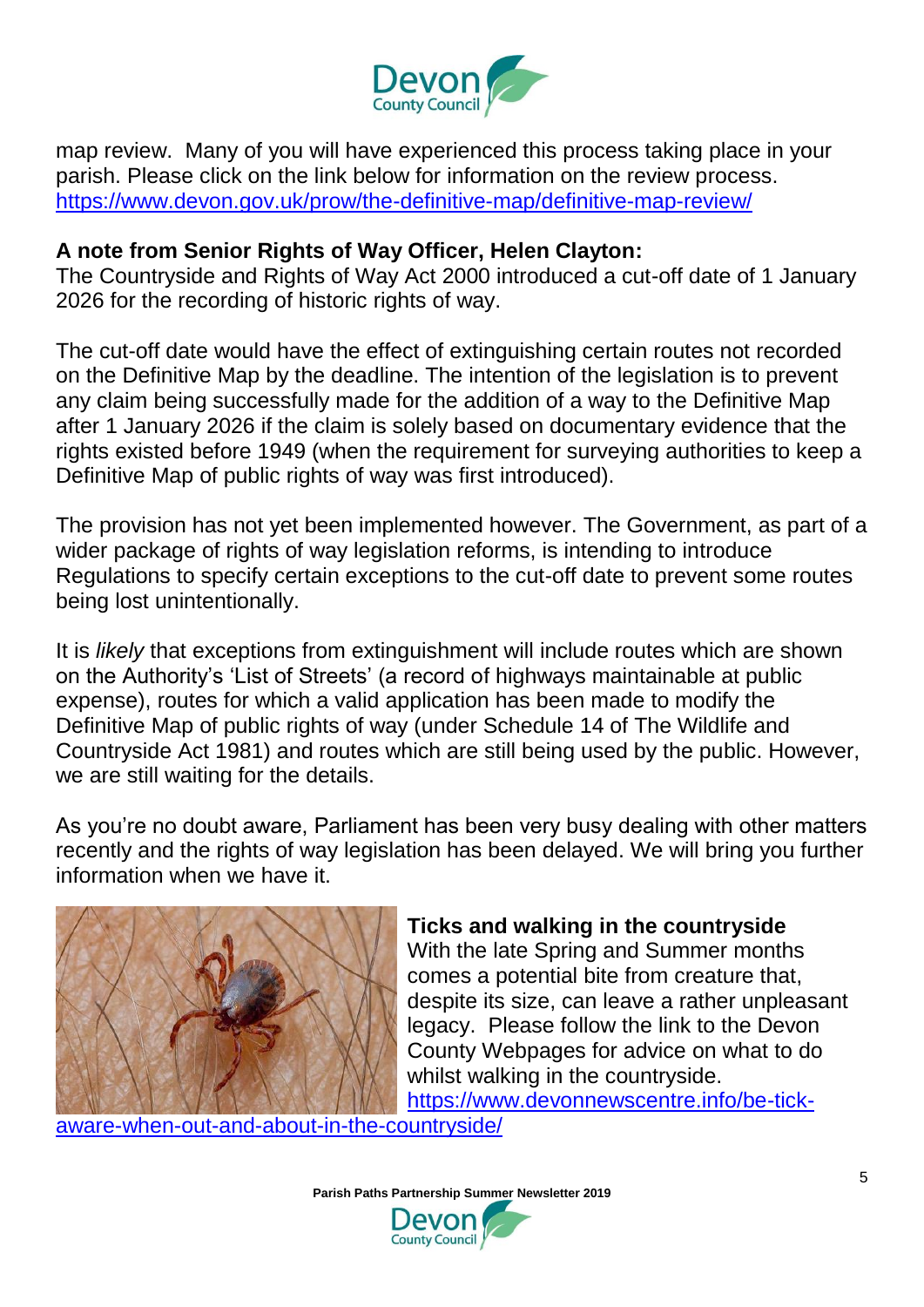map review. Many of you will have experienced this process taking place in your parish. Please click on the link below for information on the review process. https://www.devon.gov.uk/prow/the-definitive-map/definitive-map-review/

**A note from Senior Rights of Way Officer, Helen Clayton:**
The Countryside and Rights of Way Act 2000 introduced a cut-off date of 1 January 2026 for the recording of historic rights of way.

The cut-off date would have the effect of extinguishing certain routes not recorded on the Definitive Map by the deadline. The intention of the legislation is to prevent any claim being successfully made for the addition of a way to the Definitive Map after 1 January 2026 if the claim is solely based on documentary evidence that the rights existed before 1949 (when the requirement for surveying authorities to keep a Definitive Map of public rights of way was first introduced).

The provision has not yet been implemented however. The Government, as part of a wider package of rights of way legislation reforms, is intending to introduce Regulations to specify certain exceptions to the cut-off date to prevent some routes being lost unintentionally.

It is *likely* that exceptions from extinguishment will include routes which are shown on the Authority's 'List of Streets' (a record of highways maintainable at public expense), routes for which a valid application has been made to modify the Definitive Map of public rights of way (under Schedule 14 of The Wildlife and Countryside Act 1981) and routes which are still being used by the public. However, we are still waiting for the details.

As you're no doubt aware, Parliament has been very busy dealing with other matters recently and the rights of way legislation has been delayed. We will bring you further information when we have it.

**Ticks and walking in the countryside**
With the late Spring and Summer months comes a potential bite from creature that, despite its size, can leave a rather unpleasant legacy. Please follow the link to the Devon County Webpages for advice on what to do whilst walking in the countryside. https://www.devonnewscentre.info/be-tick-aware-when-out-and-about-in-the-countryside/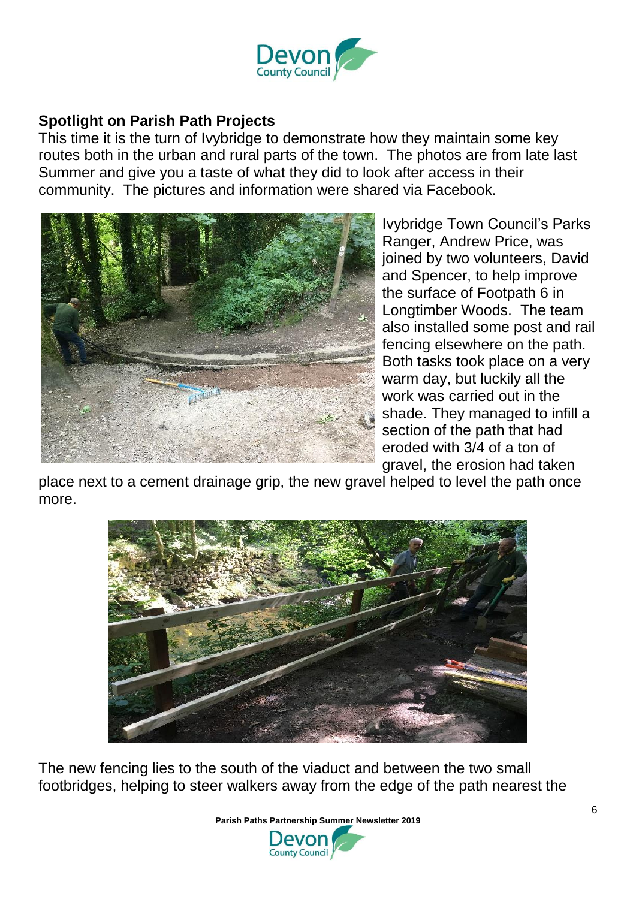## Spotlight on Parish Path Projects

This time it is the turn of Ivybridge to demonstrate how they maintain some key routes both in the urban and rural parts of the town. The photos are from late last Summer and give you a taste of what they did to look after access in their community. The pictures and information were shared via Facebook.

Ivybridge Town Council's Parks Ranger, Andrew Price, was joined by two volunteers, David and Spencer, to help improve the surface of Footpath 6 in Longtimber Woods. The team also installed some post and rail fencing elsewhere on the path. Both tasks took place on a very warm day, but luckily all the work was carried out in the shade. They managed to infill a section of the path that had eroded with 3/4 of a ton of gravel, the erosion had taken place next to a cement drainage grip, the new gravel helped to level the path once more.

The new fencing lies to the south of the viaduct and between the two small footbridges, helping to steer walkers away from the edge of the path nearest the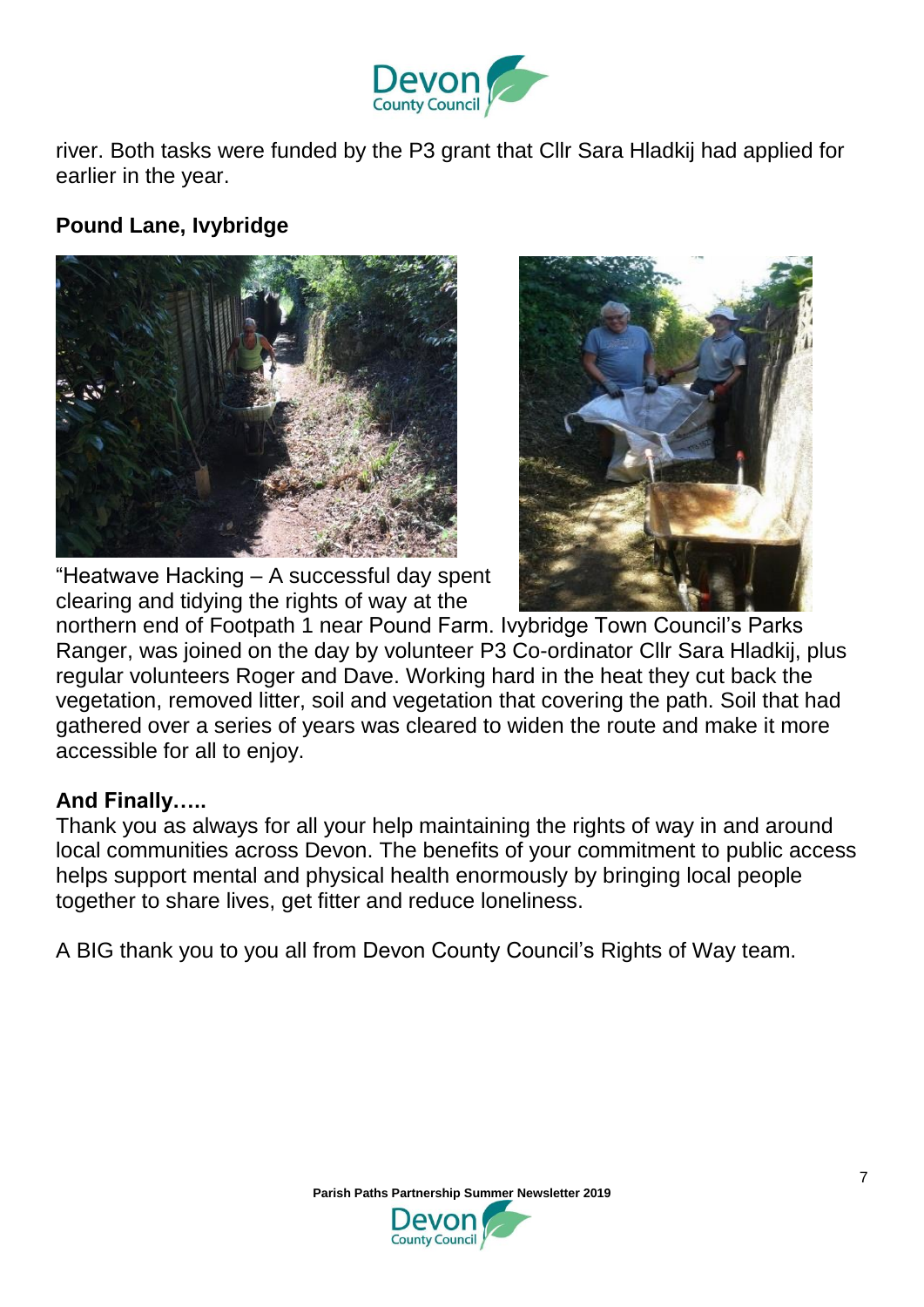river. Both tasks were funded by the P3 grant that Cllr Sara Hladkij had applied for earlier in the year.

**Pound Lane, Ivybridge**

“Heatwave Hacking – A successful day spent clearing and tidying the rights of way at the northern end of Footpath 1 near Pound Farm. Ivybridge Town Council’s Parks Ranger, was joined on the day by volunteer P3 Co-ordinator Cllr Sara Hladkij, plus regular volunteers Roger and Dave. Working hard in the heat they cut back the vegetation, removed litter, soil and vegetation that covering the path. Soil that had gathered over a series of years was cleared to widen the route and make it more accessible for all to enjoy.

**And Finally…..**

Thank you as always for all your help maintaining the rights of way in and around local communities across Devon. The benefits of your commitment to public access helps support mental and physical health enormously by bringing local people together to share lives, get fitter and reduce loneliness.

A BIG thank you to you all from Devon County Council’s Rights of Way team.